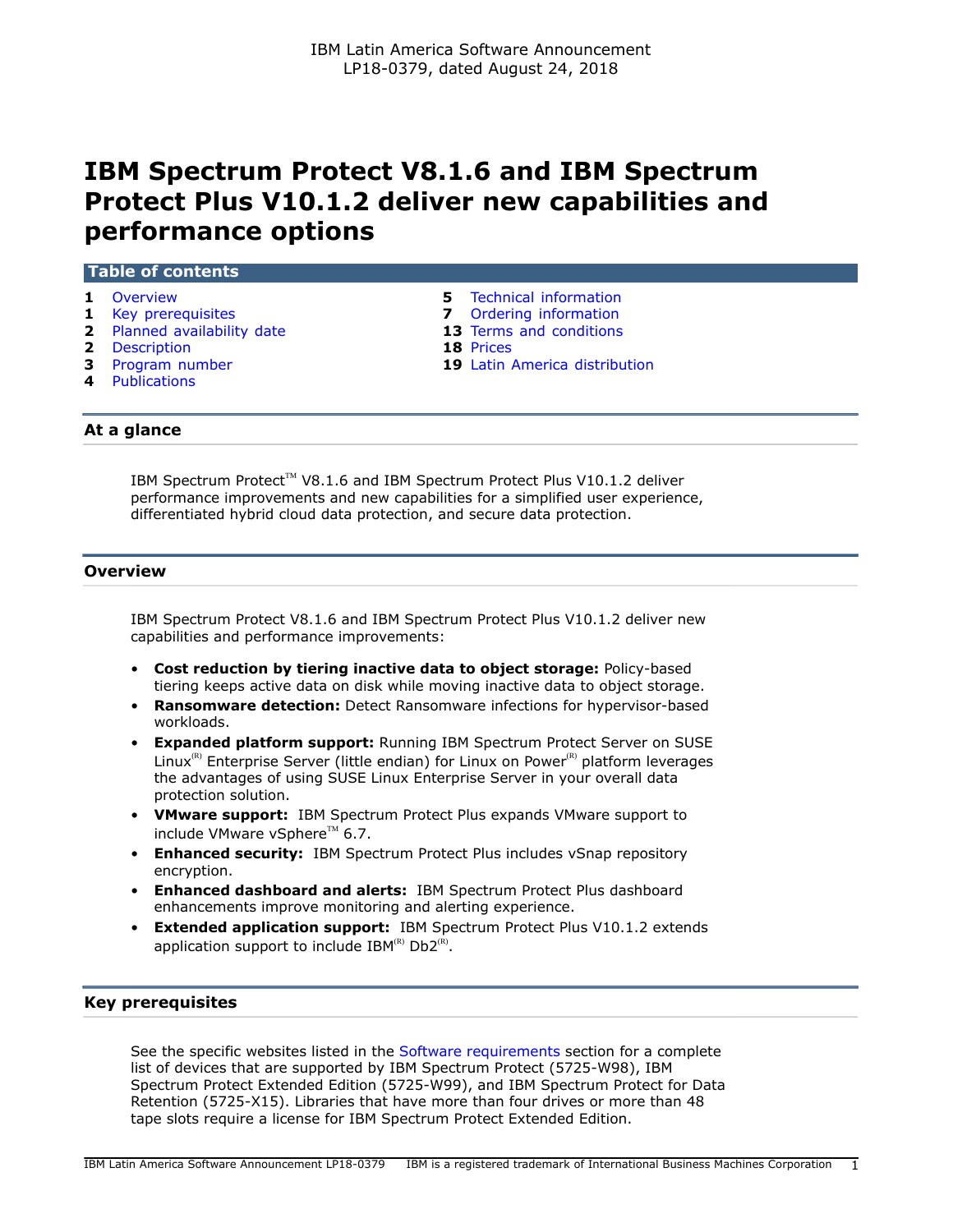IBM Latin America Software Announcement
LP18-0379, dated August 24, 2018

# IBM Spectrum Protect V8.1.6 and IBM Spectrum Protect Plus V10.1.2 deliver new capabilities and performance options

## Table of contents

| | | | |
|---|---|---|---|
| 1 | Overview | 5 | Technical information |
| 1 | Key prerequisites | 7 | Ordering information |
| 2 | Planned availability date | 13 | Terms and conditions |
| 2 | Description | 18 | Prices |
| 3 | Program number | 19 | Latin America distribution |
| 4 | Publications | | |

## At a glance

IBM Spectrum Protect(TM) V8.1.6 and IBM Spectrum Protect Plus V10.1.2 deliver performance improvements and new capabilities for a simplified user experience, differentiated hybrid cloud data protection, and secure data protection.

## Overview

IBM Spectrum Protect V8.1.6 and IBM Spectrum Protect Plus V10.1.2 deliver new capabilities and performance improvements:

- **Cost reduction by tiering inactive data to object storage:** Policy-based tiering keeps active data on disk while moving inactive data to object storage.
- **Ransomware detection:** Detect Ransomware infections for hypervisor-based workloads.
- **Expanded platform support:** Running IBM Spectrum Protect Server on SUSE Linux(R) Enterprise Server (little endian) for Linux on Power(R) platform leverages the advantages of using SUSE Linux Enterprise Server in your overall data protection solution.
- **VMware support:** IBM Spectrum Protect Plus expands VMware support to include VMware vSphere(TM) 6.7.
- **Enhanced security:** IBM Spectrum Protect Plus includes vSnap repository encryption.
- **Enhanced dashboard and alerts:** IBM Spectrum Protect Plus dashboard enhancements improve monitoring and alerting experience.
- **Extended application support:** IBM Spectrum Protect Plus V10.1.2 extends application support to include IBM(R) Db2(R).

## Key prerequisites

See the specific websites listed in the Software requirements section for a complete list of devices that are supported by IBM Spectrum Protect (5725-W98), IBM Spectrum Protect Extended Edition (5725-W99), and IBM Spectrum Protect for Data Retention (5725-X15). Libraries that have more than four drives or more than 48 tape slots require a license for IBM Spectrum Protect Extended Edition.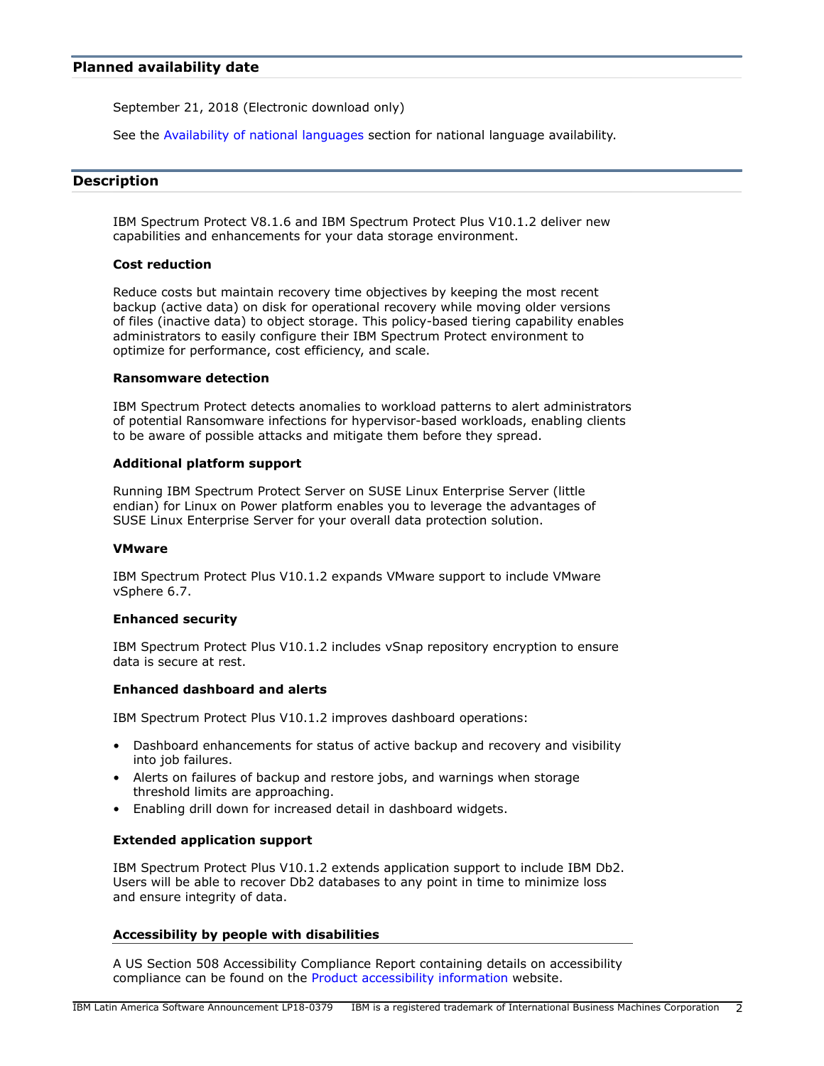## Planned availability date

September 21, 2018 (Electronic download only)

See the Availability of national languages section for national language availability.

## Description

IBM Spectrum Protect V8.1.6 and IBM Spectrum Protect Plus V10.1.2 deliver new capabilities and enhancements for your data storage environment.

### Cost reduction

Reduce costs but maintain recovery time objectives by keeping the most recent backup (active data) on disk for operational recovery while moving older versions of files (inactive data) to object storage. This policy-based tiering capability enables administrators to easily configure their IBM Spectrum Protect environment to optimize for performance, cost efficiency, and scale.

### Ransomware detection

IBM Spectrum Protect detects anomalies to workload patterns to alert administrators of potential Ransomware infections for hypervisor-based workloads, enabling clients to be aware of possible attacks and mitigate them before they spread.

### Additional platform support

Running IBM Spectrum Protect Server on SUSE Linux Enterprise Server (little endian) for Linux on Power platform enables you to leverage the advantages of SUSE Linux Enterprise Server for your overall data protection solution.

### VMware

IBM Spectrum Protect Plus V10.1.2 expands VMware support to include VMware vSphere 6.7.

### Enhanced security

IBM Spectrum Protect Plus V10.1.2 includes vSnap repository encryption to ensure data is secure at rest.

### Enhanced dashboard and alerts

IBM Spectrum Protect Plus V10.1.2 improves dashboard operations:

- Dashboard enhancements for status of active backup and recovery and visibility into job failures.
- Alerts on failures of backup and restore jobs, and warnings when storage threshold limits are approaching.
- Enabling drill down for increased detail in dashboard widgets.

### Extended application support

IBM Spectrum Protect Plus V10.1.2 extends application support to include IBM Db2. Users will be able to recover Db2 databases to any point in time to minimize loss and ensure integrity of data.

### Accessibility by people with disabilities

A US Section 508 Accessibility Compliance Report containing details on accessibility compliance can be found on the Product accessibility information website.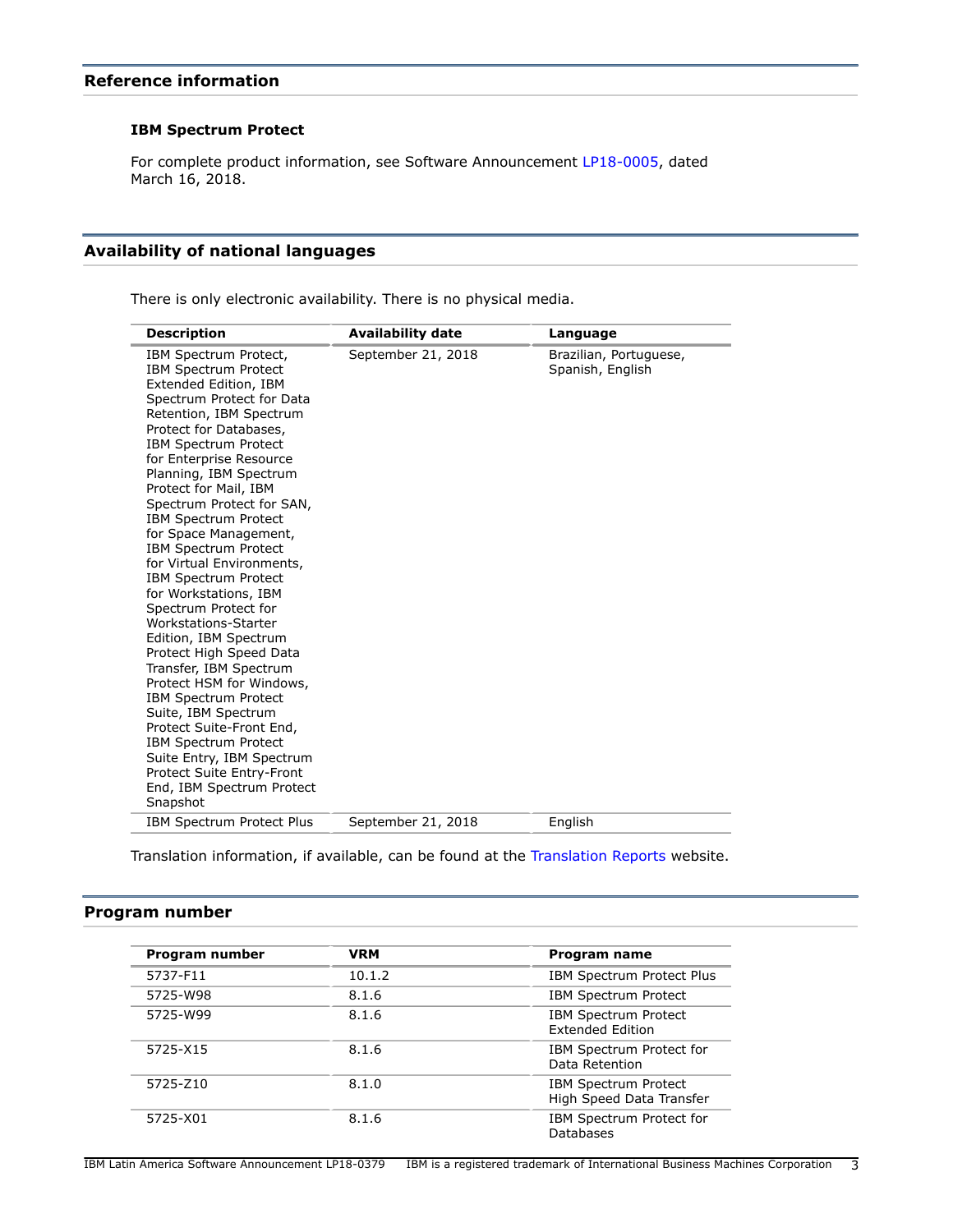## Reference information

### IBM Spectrum Protect

For complete product information, see Software Announcement LP18-0005, dated March 16, 2018.

## Availability of national languages

There is only electronic availability. There is no physical media.

| Description | Availability date | Language |
|---|---|---|
| IBM Spectrum Protect, IBM Spectrum Protect Extended Edition, IBM Spectrum Protect for Data Retention, IBM Spectrum Protect for Databases, IBM Spectrum Protect for Enterprise Resource Planning, IBM Spectrum Protect for Mail, IBM Spectrum Protect for SAN, IBM Spectrum Protect for Space Management, IBM Spectrum Protect for Virtual Environments, IBM Spectrum Protect for Workstations, IBM Spectrum Protect for Workstations-Starter Edition, IBM Spectrum Protect High Speed Data Transfer, IBM Spectrum Protect HSM for Windows, IBM Spectrum Protect Suite, IBM Spectrum Protect Suite-Front End, IBM Spectrum Protect Suite Entry, IBM Spectrum Protect Suite Entry-Front End, IBM Spectrum Protect Snapshot | September 21, 2018 | Brazilian, Portuguese, Spanish, English |
| IBM Spectrum Protect Plus | September 21, 2018 | English |

Translation information, if available, can be found at the Translation Reports website.

## Program number

| Program number | VRM | Program name |
|---|---|---|
| 5737-F11 | 10.1.2 | IBM Spectrum Protect Plus |
| 5725-W98 | 8.1.6 | IBM Spectrum Protect |
| 5725-W99 | 8.1.6 | IBM Spectrum Protect Extended Edition |
| 5725-X15 | 8.1.6 | IBM Spectrum Protect for Data Retention |
| 5725-Z10 | 8.1.0 | IBM Spectrum Protect High Speed Data Transfer |
| 5725-X01 | 8.1.6 | IBM Spectrum Protect for Databases |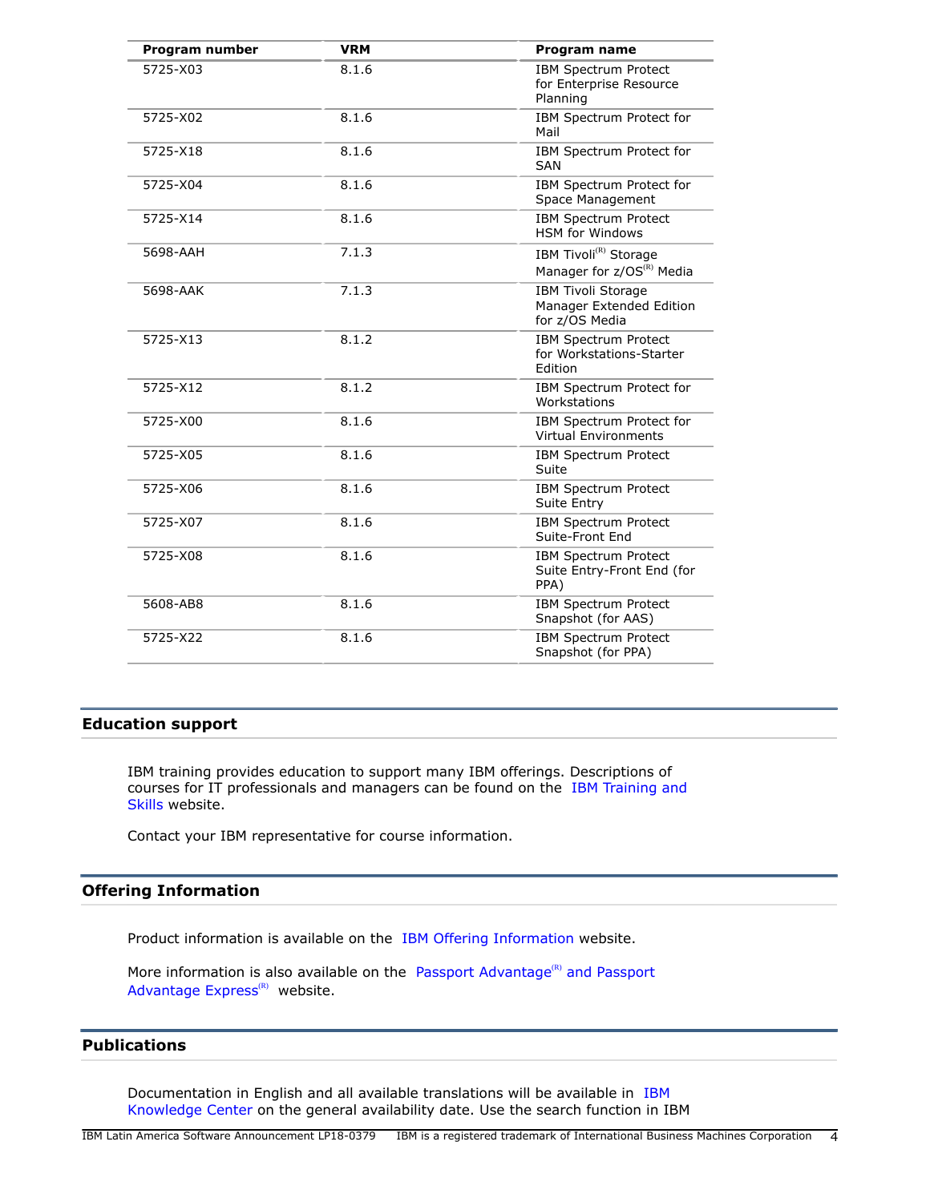| Program number | VRM | Program name |
| --- | --- | --- |
| 5725-X03 | 8.1.6 | IBM Spectrum Protect for Enterprise Resource Planning |
| 5725-X02 | 8.1.6 | IBM Spectrum Protect for Mail |
| 5725-X18 | 8.1.6 | IBM Spectrum Protect for SAN |
| 5725-X04 | 8.1.6 | IBM Spectrum Protect for Space Management |
| 5725-X14 | 8.1.6 | IBM Spectrum Protect HSM for Windows |
| 5698-AAH | 7.1.3 | IBM Tivoli(R) Storage Manager for z/OS(R) Media |
| 5698-AAK | 7.1.3 | IBM Tivoli Storage Manager Extended Edition for z/OS Media |
| 5725-X13 | 8.1.2 | IBM Spectrum Protect for Workstations-Starter Edition |
| 5725-X12 | 8.1.2 | IBM Spectrum Protect for Workstations |
| 5725-X00 | 8.1.6 | IBM Spectrum Protect for Virtual Environments |
| 5725-X05 | 8.1.6 | IBM Spectrum Protect Suite |
| 5725-X06 | 8.1.6 | IBM Spectrum Protect Suite Entry |
| 5725-X07 | 8.1.6 | IBM Spectrum Protect Suite-Front End |
| 5725-X08 | 8.1.6 | IBM Spectrum Protect Suite Entry-Front End (for PPA) |
| 5608-AB8 | 8.1.6 | IBM Spectrum Protect Snapshot (for AAS) |
| 5725-X22 | 8.1.6 | IBM Spectrum Protect Snapshot (for PPA) |

## Education support

IBM training provides education to support many IBM offerings. Descriptions of courses for IT professionals and managers can be found on the IBM Training and Skills website.

Contact your IBM representative for course information.

## Offering Information

Product information is available on the IBM Offering Information website.

More information is also available on the Passport Advantage(R) and Passport Advantage Express(R) website.

## Publications

Documentation in English and all available translations will be available in IBM Knowledge Center on the general availability date. Use the search function in IBM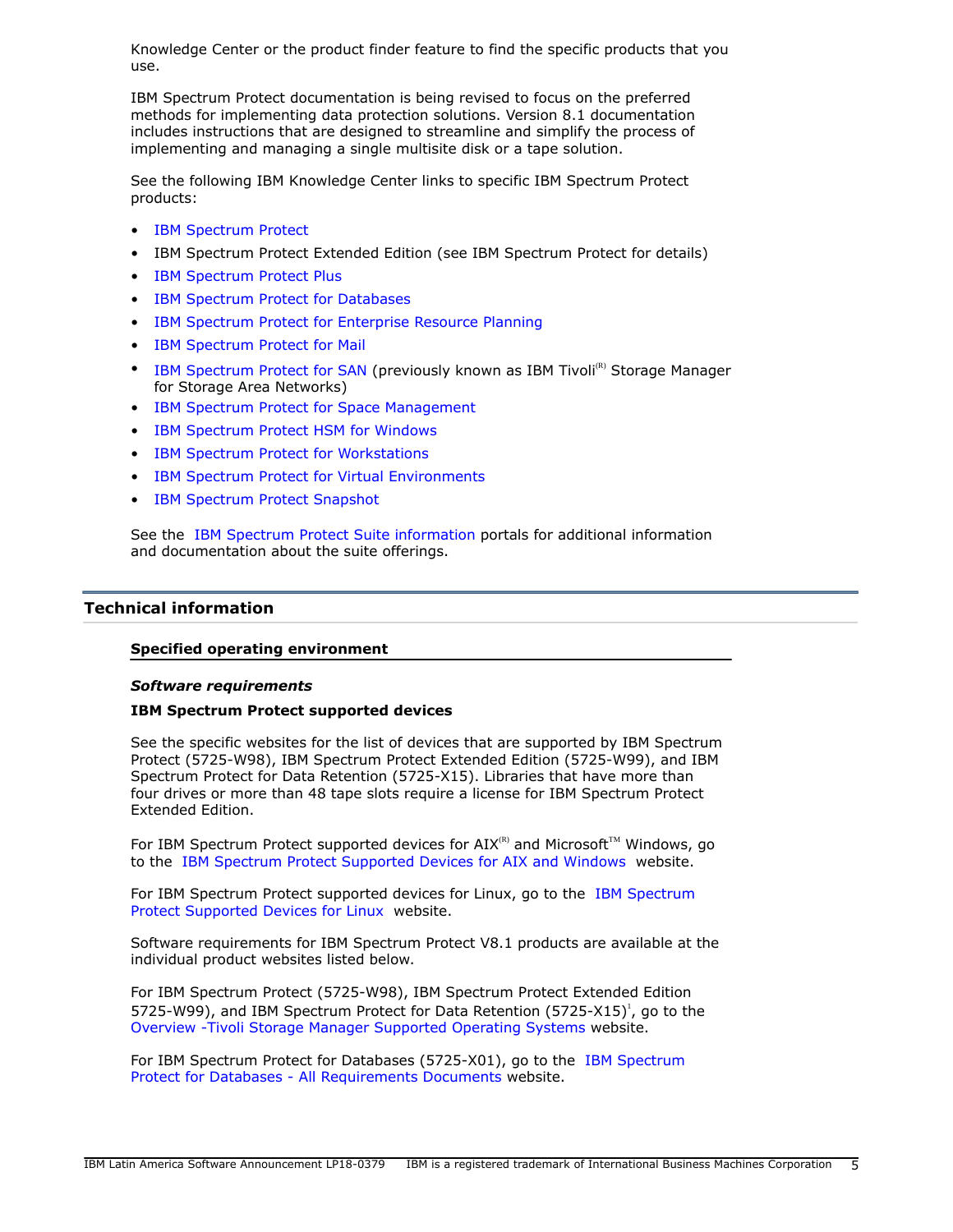Knowledge Center or the product finder feature to find the specific products that you use.

IBM Spectrum Protect documentation is being revised to focus on the preferred methods for implementing data protection solutions. Version 8.1 documentation includes instructions that are designed to streamline and simplify the process of implementing and managing a single multisite disk or a tape solution.

See the following IBM Knowledge Center links to specific IBM Spectrum Protect products:

- IBM Spectrum Protect
- IBM Spectrum Protect Extended Edition (see IBM Spectrum Protect for details)
- IBM Spectrum Protect Plus
- IBM Spectrum Protect for Databases
- IBM Spectrum Protect for Enterprise Resource Planning
- IBM Spectrum Protect for Mail
- IBM Spectrum Protect for SAN (previously known as IBM Tivoli(R) Storage Manager for Storage Area Networks)
- IBM Spectrum Protect for Space Management
- IBM Spectrum Protect HSM for Windows
- IBM Spectrum Protect for Workstations
- IBM Spectrum Protect for Virtual Environments
- IBM Spectrum Protect Snapshot

See the IBM Spectrum Protect Suite information portals for additional information and documentation about the suite offerings.

## Technical information

### Specified operating environment

***Software requirements***

**IBM Spectrum Protect supported devices**

See the specific websites for the list of devices that are supported by IBM Spectrum Protect (5725-W98), IBM Spectrum Protect Extended Edition (5725-W99), and IBM Spectrum Protect for Data Retention (5725-X15). Libraries that have more than four drives or more than 48 tape slots require a license for IBM Spectrum Protect Extended Edition.

For IBM Spectrum Protect supported devices for AIX(R) and Microsoft(TM) Windows, go to the IBM Spectrum Protect Supported Devices for AIX and Windows website.

For IBM Spectrum Protect supported devices for Linux, go to the IBM Spectrum Protect Supported Devices for Linux website.

Software requirements for IBM Spectrum Protect V8.1 products are available at the individual product websites listed below.

For IBM Spectrum Protect (5725-W98), IBM Spectrum Protect Extended Edition 5725-W99), and IBM Spectrum Protect for Data Retention (5725-X15)[1], go to the Overview -Tivoli Storage Manager Supported Operating Systems website.

For IBM Spectrum Protect for Databases (5725-X01), go to the IBM Spectrum Protect for Databases - All Requirements Documents website.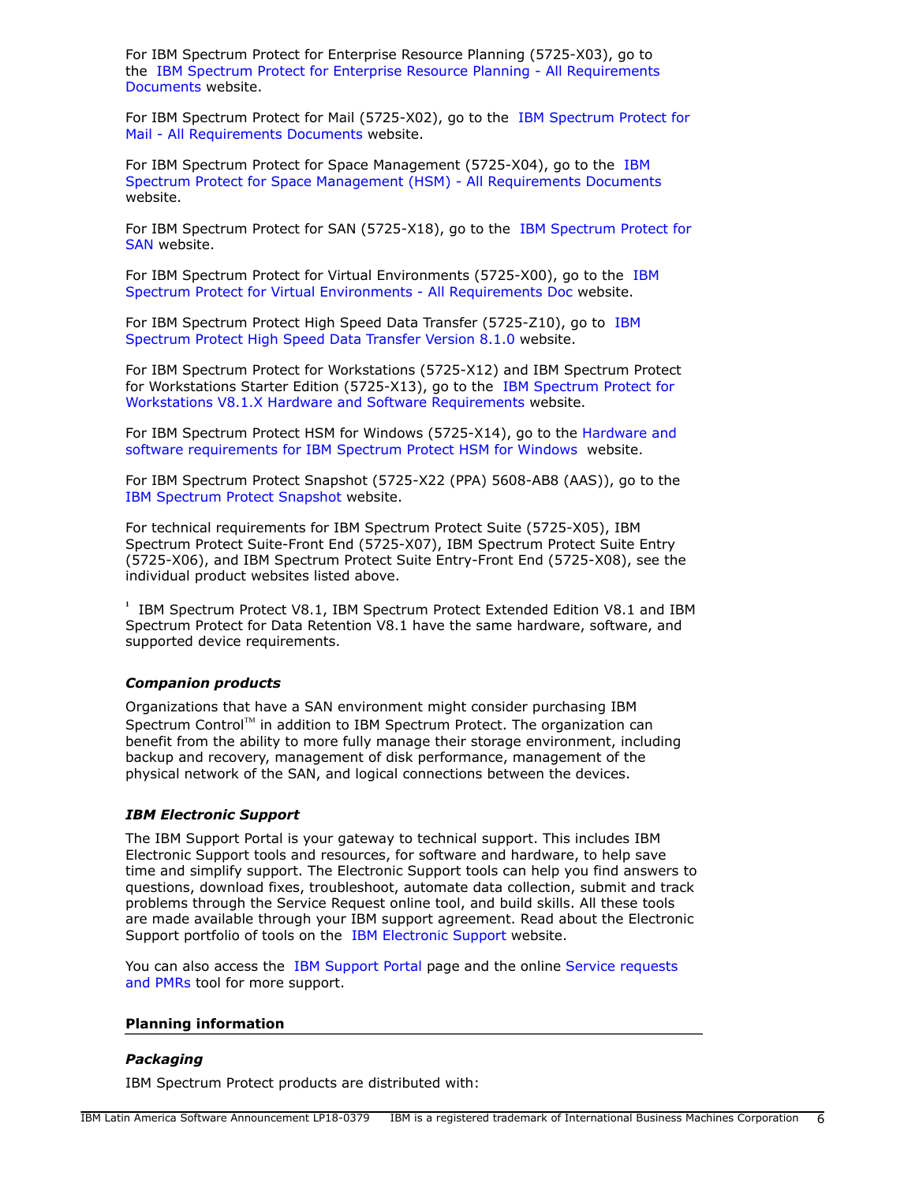For IBM Spectrum Protect for Enterprise Resource Planning (5725-X03), go to the IBM Spectrum Protect for Enterprise Resource Planning - All Requirements Documents website.

For IBM Spectrum Protect for Mail (5725-X02), go to the IBM Spectrum Protect for Mail - All Requirements Documents website.

For IBM Spectrum Protect for Space Management (5725-X04), go to the IBM Spectrum Protect for Space Management (HSM) - All Requirements Documents website.

For IBM Spectrum Protect for SAN (5725-X18), go to the IBM Spectrum Protect for SAN website.

For IBM Spectrum Protect for Virtual Environments (5725-X00), go to the IBM Spectrum Protect for Virtual Environments - All Requirements Doc website.

For IBM Spectrum Protect High Speed Data Transfer (5725-Z10), go to IBM Spectrum Protect High Speed Data Transfer Version 8.1.0 website.

For IBM Spectrum Protect for Workstations (5725-X12) and IBM Spectrum Protect for Workstations Starter Edition (5725-X13), go to the IBM Spectrum Protect for Workstations V8.1.X Hardware and Software Requirements website.

For IBM Spectrum Protect HSM for Windows (5725-X14), go to the Hardware and software requirements for IBM Spectrum Protect HSM for Windows website.

For IBM Spectrum Protect Snapshot (5725-X22 (PPA) 5608-AB8 (AAS)), go to the IBM Spectrum Protect Snapshot website.

For technical requirements for IBM Spectrum Protect Suite (5725-X05), IBM Spectrum Protect Suite-Front End (5725-X07), IBM Spectrum Protect Suite Entry (5725-X06), and IBM Spectrum Protect Suite Entry-Front End (5725-X08), see the individual product websites listed above.

[1] IBM Spectrum Protect V8.1, IBM Spectrum Protect Extended Edition V8.1 and IBM Spectrum Protect for Data Retention V8.1 have the same hardware, software, and supported device requirements.

### *Companion products*

Organizations that have a SAN environment might consider purchasing IBM Spectrum Control™ in addition to IBM Spectrum Protect. The organization can benefit from the ability to more fully manage their storage environment, including backup and recovery, management of disk performance, management of the physical network of the SAN, and logical connections between the devices.

### *IBM Electronic Support*

The IBM Support Portal is your gateway to technical support. This includes IBM Electronic Support tools and resources, for software and hardware, to help save time and simplify support. The Electronic Support tools can help you find answers to questions, download fixes, troubleshoot, automate data collection, submit and track problems through the Service Request online tool, and build skills. All these tools are made available through your IBM support agreement. Read about the Electronic Support portfolio of tools on the IBM Electronic Support website.

You can also access the IBM Support Portal page and the online Service requests and PMRs tool for more support.

## Planning information

### *Packaging*

IBM Spectrum Protect products are distributed with: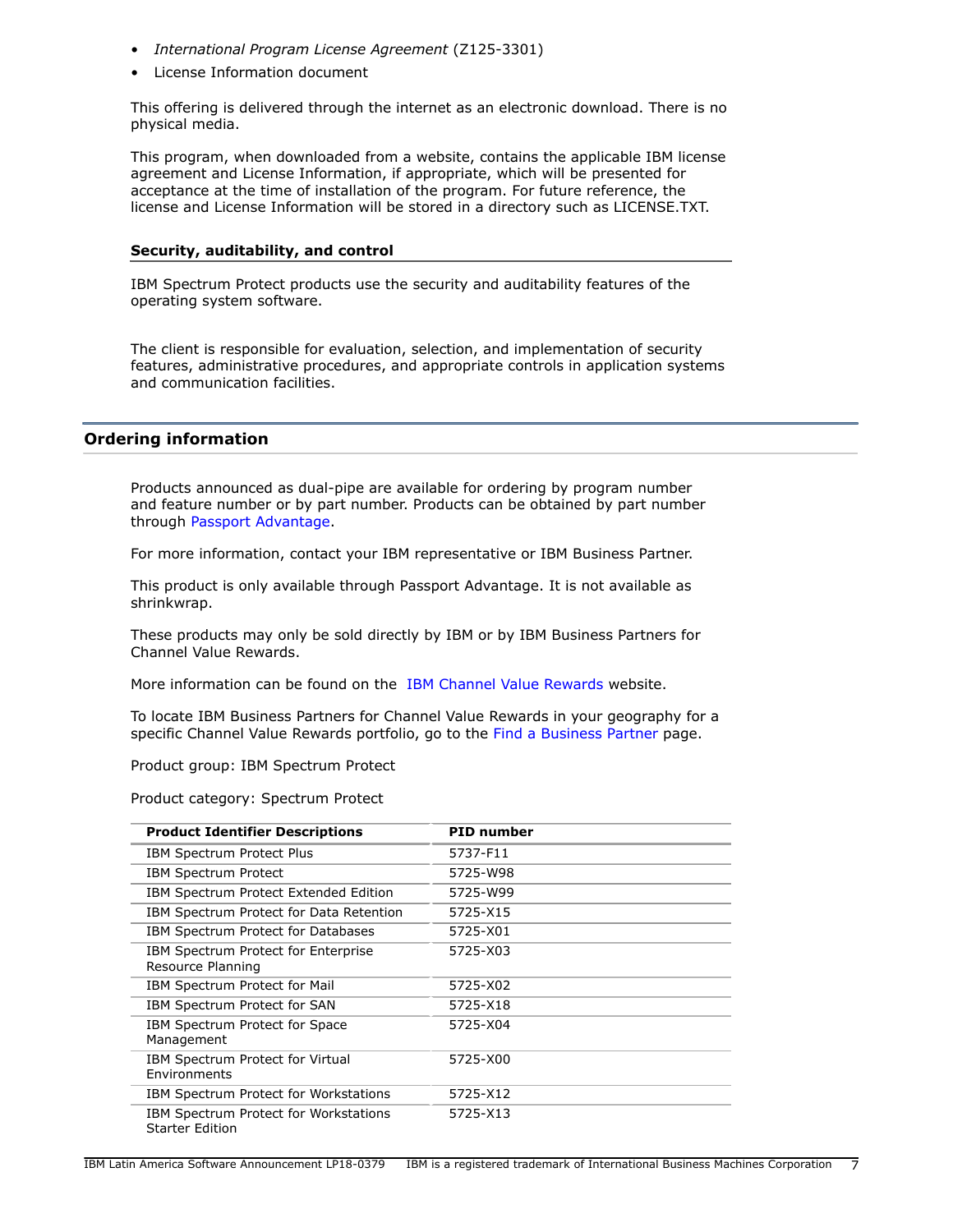- *International Program License Agreement* (Z125-3301)
- License Information document

This offering is delivered through the internet as an electronic download. There is no physical media.

This program, when downloaded from a website, contains the applicable IBM license agreement and License Information, if appropriate, which will be presented for acceptance at the time of installation of the program. For future reference, the license and License Information will be stored in a directory such as LICENSE.TXT.

### Security, auditability, and control

IBM Spectrum Protect products use the security and auditability features of the operating system software.

The client is responsible for evaluation, selection, and implementation of security features, administrative procedures, and appropriate controls in application systems and communication facilities.

## Ordering information

Products announced as dual-pipe are available for ordering by program number and feature number or by part number. Products can be obtained by part number through Passport Advantage.

For more information, contact your IBM representative or IBM Business Partner.

This product is only available through Passport Advantage. It is not available as shrinkwrap.

These products may only be sold directly by IBM or by IBM Business Partners for Channel Value Rewards.

More information can be found on the IBM Channel Value Rewards website.

To locate IBM Business Partners for Channel Value Rewards in your geography for a specific Channel Value Rewards portfolio, go to the Find a Business Partner page.

Product group: IBM Spectrum Protect

Product category: Spectrum Protect

| Product Identifier Descriptions | PID number |
|---|---|
| IBM Spectrum Protect Plus | 5737-F11 |
| IBM Spectrum Protect | 5725-W98 |
| IBM Spectrum Protect Extended Edition | 5725-W99 |
| IBM Spectrum Protect for Data Retention | 5725-X15 |
| IBM Spectrum Protect for Databases | 5725-X01 |
| IBM Spectrum Protect for Enterprise Resource Planning | 5725-X03 |
| IBM Spectrum Protect for Mail | 5725-X02 |
| IBM Spectrum Protect for SAN | 5725-X18 |
| IBM Spectrum Protect for Space Management | 5725-X04 |
| IBM Spectrum Protect for Virtual Environments | 5725-X00 |
| IBM Spectrum Protect for Workstations | 5725-X12 |
| IBM Spectrum Protect for Workstations Starter Edition | 5725-X13 |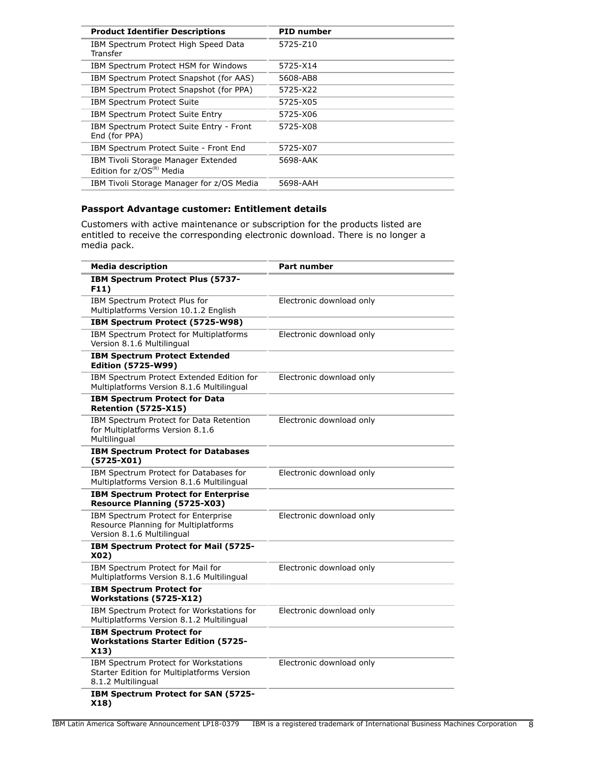| Product Identifier Descriptions | PID number |
| --- | --- |
| IBM Spectrum Protect High Speed Data Transfer | 5725-Z10 |
| IBM Spectrum Protect HSM for Windows | 5725-X14 |
| IBM Spectrum Protect Snapshot (for AAS) | 5608-AB8 |
| IBM Spectrum Protect Snapshot (for PPA) | 5725-X22 |
| IBM Spectrum Protect Suite | 5725-X05 |
| IBM Spectrum Protect Suite Entry | 5725-X06 |
| IBM Spectrum Protect Suite Entry - Front End (for PPA) | 5725-X08 |
| IBM Spectrum Protect Suite - Front End | 5725-X07 |
| IBM Tivoli Storage Manager Extended Edition for z/OS(R) Media | 5698-AAK |
| IBM Tivoli Storage Manager for z/OS Media | 5698-AAH |

### Passport Advantage customer: Entitlement details

Customers with active maintenance or subscription for the products listed are entitled to receive the corresponding electronic download. There is no longer a media pack.

| Media description | Part number |
| --- | --- |
| **IBM Spectrum Protect Plus (5737-F11)** | |
| IBM Spectrum Protect Plus for Multiplatforms Version 10.1.2 English | Electronic download only |
| **IBM Spectrum Protect (5725-W98)** | |
| IBM Spectrum Protect for Multiplatforms Version 8.1.6 Multilingual | Electronic download only |
| **IBM Spectrum Protect Extended Edition (5725-W99)** | |
| IBM Spectrum Protect Extended Edition for Multiplatforms Version 8.1.6 Multilingual | Electronic download only |
| **IBM Spectrum Protect for Data Retention (5725-X15)** | |
| IBM Spectrum Protect for Data Retention for Multiplatforms Version 8.1.6 Multilingual | Electronic download only |
| **IBM Spectrum Protect for Databases (5725-X01)** | |
| IBM Spectrum Protect for Databases for Multiplatforms Version 8.1.6 Multilingual | Electronic download only |
| **IBM Spectrum Protect for Enterprise Resource Planning (5725-X03)** | |
| IBM Spectrum Protect for Enterprise Resource Planning for Multiplatforms Version 8.1.6 Multilingual | Electronic download only |
| **IBM Spectrum Protect for Mail (5725-X02)** | |
| IBM Spectrum Protect for Mail for Multiplatforms Version 8.1.6 Multilingual | Electronic download only |
| **IBM Spectrum Protect for Workstations (5725-X12)** | |
| IBM Spectrum Protect for Workstations for Multiplatforms Version 8.1.2 Multilingual | Electronic download only |
| **IBM Spectrum Protect for Workstations Starter Edition (5725-X13)** | |
| IBM Spectrum Protect for Workstations Starter Edition for Multiplatforms Version 8.1.2 Multilingual | Electronic download only |
| **IBM Spectrum Protect for SAN (5725-X18)** | |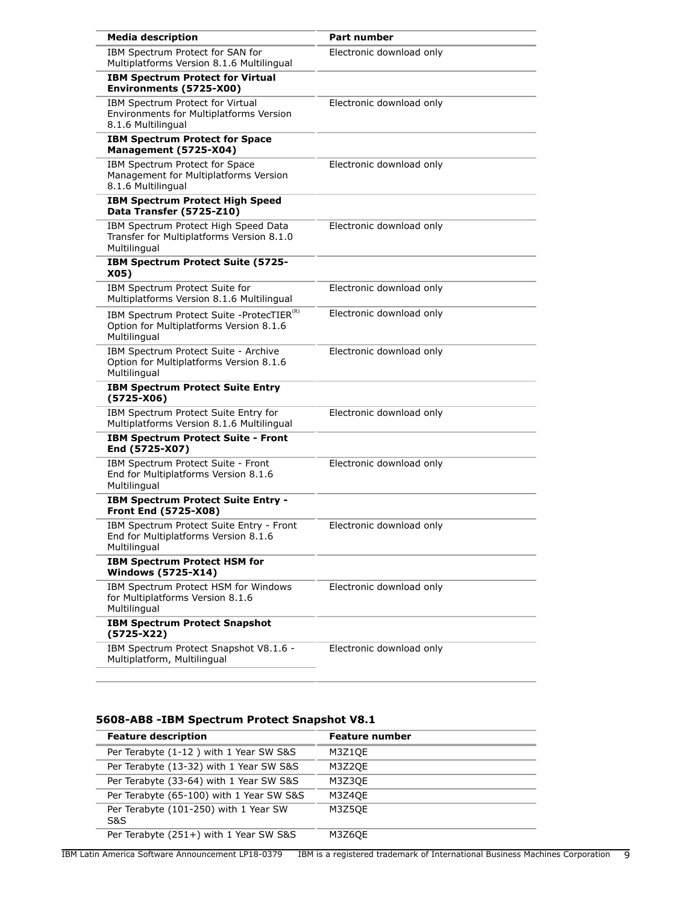| Media description | Part number |
| --- | --- |
| IBM Spectrum Protect for SAN for Multiplatforms Version 8.1.6 Multilingual | Electronic download only |
| **IBM Spectrum Protect for Virtual Environments (5725-X00)** | |
| IBM Spectrum Protect for Virtual Environments for Multiplatforms Version 8.1.6 Multilingual | Electronic download only |
| **IBM Spectrum Protect for Space Management (5725-X04)** | |
| IBM Spectrum Protect for Space Management for Multiplatforms Version 8.1.6 Multilingual | Electronic download only |
| **IBM Spectrum Protect High Speed Data Transfer (5725-Z10)** | |
| IBM Spectrum Protect High Speed Data Transfer for Multiplatforms Version 8.1.0 Multilingual | Electronic download only |
| **IBM Spectrum Protect Suite (5725-X05)** | |
| IBM Spectrum Protect Suite for Multiplatforms Version 8.1.6 Multilingual | Electronic download only |
| IBM Spectrum Protect Suite -ProtecTIER(R) Option for Multiplatforms Version 8.1.6 Multilingual | Electronic download only |
| IBM Spectrum Protect Suite - Archive Option for Multiplatforms Version 8.1.6 Multilingual | Electronic download only |
| **IBM Spectrum Protect Suite Entry (5725-X06)** | |
| IBM Spectrum Protect Suite Entry for Multiplatforms Version 8.1.6 Multilingual | Electronic download only |
| **IBM Spectrum Protect Suite - Front End (5725-X07)** | |
| IBM Spectrum Protect Suite - Front End for Multiplatforms Version 8.1.6 Multilingual | Electronic download only |
| **IBM Spectrum Protect Suite Entry - Front End (5725-X08)** | |
| IBM Spectrum Protect Suite Entry - Front End for Multiplatforms Version 8.1.6 Multilingual | Electronic download only |
| **IBM Spectrum Protect HSM for Windows (5725-X14)** | |
| IBM Spectrum Protect HSM for Windows for Multiplatforms Version 8.1.6 Multilingual | Electronic download only |
| **IBM Spectrum Protect Snapshot (5725-X22)** | |
| IBM Spectrum Protect Snapshot V8.1.6 - Multiplatform, Multilingual | Electronic download only |

### 5608-AB8 -IBM Spectrum Protect Snapshot V8.1

| Feature description | Feature number |
| --- | --- |
| Per Terabyte (1-12 ) with 1 Year SW S&S | M3Z1QE |
| Per Terabyte (13-32) with 1 Year SW S&S | M3Z2QE |
| Per Terabyte (33-64) with 1 Year SW S&S | M3Z3QE |
| Per Terabyte (65-100) with 1 Year SW S&S | M3Z4QE |
| Per Terabyte (101-250) with 1 Year SW S&S | M3Z5QE |
| Per Terabyte (251+) with 1 Year SW S&S | M3Z6QE |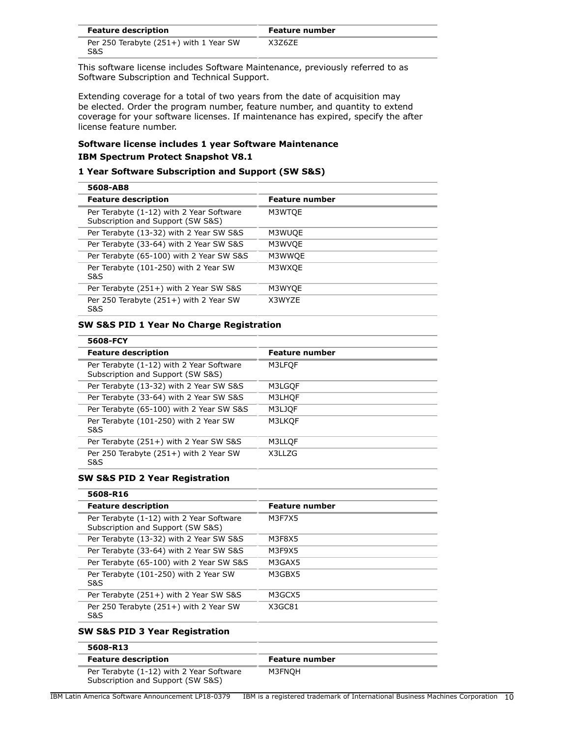| Feature description | Feature number |
| --- | --- |
| Per 250 Terabyte (251+) with 1 Year SW S&S | X3Z6ZE |

This software license includes Software Maintenance, previously referred to as Software Subscription and Technical Support.

Extending coverage for a total of two years from the date of acquisition may be elected. Order the program number, feature number, and quantity to extend coverage for your software licenses. If maintenance has expired, specify the after license feature number.

**Software license includes 1 year Software Maintenance**

**IBM Spectrum Protect Snapshot V8.1**

**1 Year Software Subscription and Support (SW S&S)**

| 5608-AB8 | |
| --- | --- |
| **Feature description** | **Feature number** |
| Per Terabyte (1-12) with 2 Year Software Subscription and Support (SW S&S) | M3WTQE |
| Per Terabyte (13-32) with 2 Year SW S&S | M3WUQE |
| Per Terabyte (33-64) with 2 Year SW S&S | M3WVQE |
| Per Terabyte (65-100) with 2 Year SW S&S | M3WWQE |
| Per Terabyte (101-250) with 2 Year SW S&S | M3WXQE |
| Per Terabyte (251+) with 2 Year SW S&S | M3WYQE |
| Per 250 Terabyte (251+) with 2 Year SW S&S | X3WYZE |

**SW S&S PID 1 Year No Charge Registration**

| 5608-FCY | |
| --- | --- |
| **Feature description** | **Feature number** |
| Per Terabyte (1-12) with 2 Year Software Subscription and Support (SW S&S) | M3LFQF |
| Per Terabyte (13-32) with 2 Year SW S&S | M3LGQF |
| Per Terabyte (33-64) with 2 Year SW S&S | M3LHQF |
| Per Terabyte (65-100) with 2 Year SW S&S | M3LJQF |
| Per Terabyte (101-250) with 2 Year SW S&S | M3LKQF |
| Per Terabyte (251+) with 2 Year SW S&S | M3LLQF |
| Per 250 Terabyte (251+) with 2 Year SW S&S | X3LLZG |

**SW S&S PID 2 Year Registration**

| 5608-R16 | |
| --- | --- |
| **Feature description** | **Feature number** |
| Per Terabyte (1-12) with 2 Year Software Subscription and Support (SW S&S) | M3F7X5 |
| Per Terabyte (13-32) with 2 Year SW S&S | M3F8X5 |
| Per Terabyte (33-64) with 2 Year SW S&S | M3F9X5 |
| Per Terabyte (65-100) with 2 Year SW S&S | M3GAX5 |
| Per Terabyte (101-250) with 2 Year SW S&S | M3GBX5 |
| Per Terabyte (251+) with 2 Year SW S&S | M3GCX5 |
| Per 250 Terabyte (251+) with 2 Year SW S&S | X3GC81 |

**SW S&S PID 3 Year Registration**

| 5608-R13 | |
| --- | --- |
| **Feature description** | **Feature number** |
| Per Terabyte (1-12) with 2 Year Software Subscription and Support (SW S&S) | M3FNQH |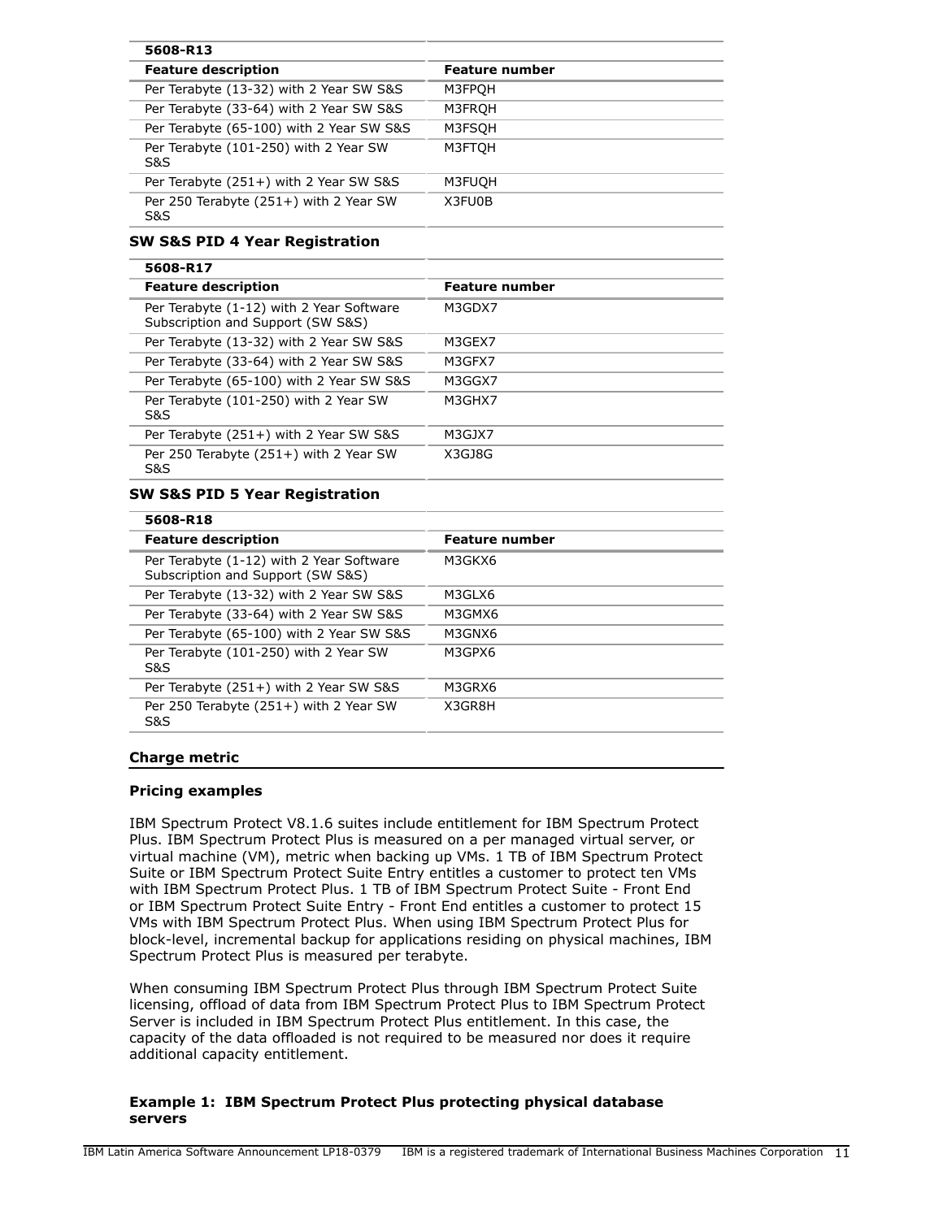| 5608-R13 | |
|---|---|
| **Feature description** | **Feature number** |
| Per Terabyte (13-32) with 2 Year SW S&S | M3FPQH |
| Per Terabyte (33-64) with 2 Year SW S&S | M3FRQH |
| Per Terabyte (65-100) with 2 Year SW S&S | M3FSQH |
| Per Terabyte (101-250) with 2 Year SW S&S | M3FTQH |
| Per Terabyte (251+) with 2 Year SW S&S | M3FUQH |
| Per 250 Terabyte (251+) with 2 Year SW S&S | X3FU0B |

**SW S&S PID 4 Year Registration**

| 5608-R17 | |
|---|---|
| **Feature description** | **Feature number** |
| Per Terabyte (1-12) with 2 Year Software Subscription and Support (SW S&S) | M3GDX7 |
| Per Terabyte (13-32) with 2 Year SW S&S | M3GEX7 |
| Per Terabyte (33-64) with 2 Year SW S&S | M3GFX7 |
| Per Terabyte (65-100) with 2 Year SW S&S | M3GGX7 |
| Per Terabyte (101-250) with 2 Year SW S&S | M3GHX7 |
| Per Terabyte (251+) with 2 Year SW S&S | M3GJX7 |
| Per 250 Terabyte (251+) with 2 Year SW S&S | X3GJ8G |

**SW S&S PID 5 Year Registration**

| 5608-R18 | |
|---|---|
| **Feature description** | **Feature number** |
| Per Terabyte (1-12) with 2 Year Software Subscription and Support (SW S&S) | M3GKX6 |
| Per Terabyte (13-32) with 2 Year SW S&S | M3GLX6 |
| Per Terabyte (33-64) with 2 Year SW S&S | M3GMX6 |
| Per Terabyte (65-100) with 2 Year SW S&S | M3GNX6 |
| Per Terabyte (101-250) with 2 Year SW S&S | M3GPX6 |
| Per Terabyte (251+) with 2 Year SW S&S | M3GRX6 |
| Per 250 Terabyte (251+) with 2 Year SW S&S | X3GR8H |

## Charge metric

### Pricing examples

IBM Spectrum Protect V8.1.6 suites include entitlement for IBM Spectrum Protect Plus. IBM Spectrum Protect Plus is measured on a per managed virtual server, or virtual machine (VM), metric when backing up VMs. 1 TB of IBM Spectrum Protect Suite or IBM Spectrum Protect Suite Entry entitles a customer to protect ten VMs with IBM Spectrum Protect Plus. 1 TB of IBM Spectrum Protect Suite - Front End or IBM Spectrum Protect Suite Entry - Front End entitles a customer to protect 15 VMs with IBM Spectrum Protect Plus. When using IBM Spectrum Protect Plus for block-level, incremental backup for applications residing on physical machines, IBM Spectrum Protect Plus is measured per terabyte.

When consuming IBM Spectrum Protect Plus through IBM Spectrum Protect Suite licensing, offload of data from IBM Spectrum Protect Plus to IBM Spectrum Protect Server is included in IBM Spectrum Protect Plus entitlement. In this case, the capacity of the data offloaded is not required to be measured nor does it require additional capacity entitlement.

### Example 1: IBM Spectrum Protect Plus protecting physical database servers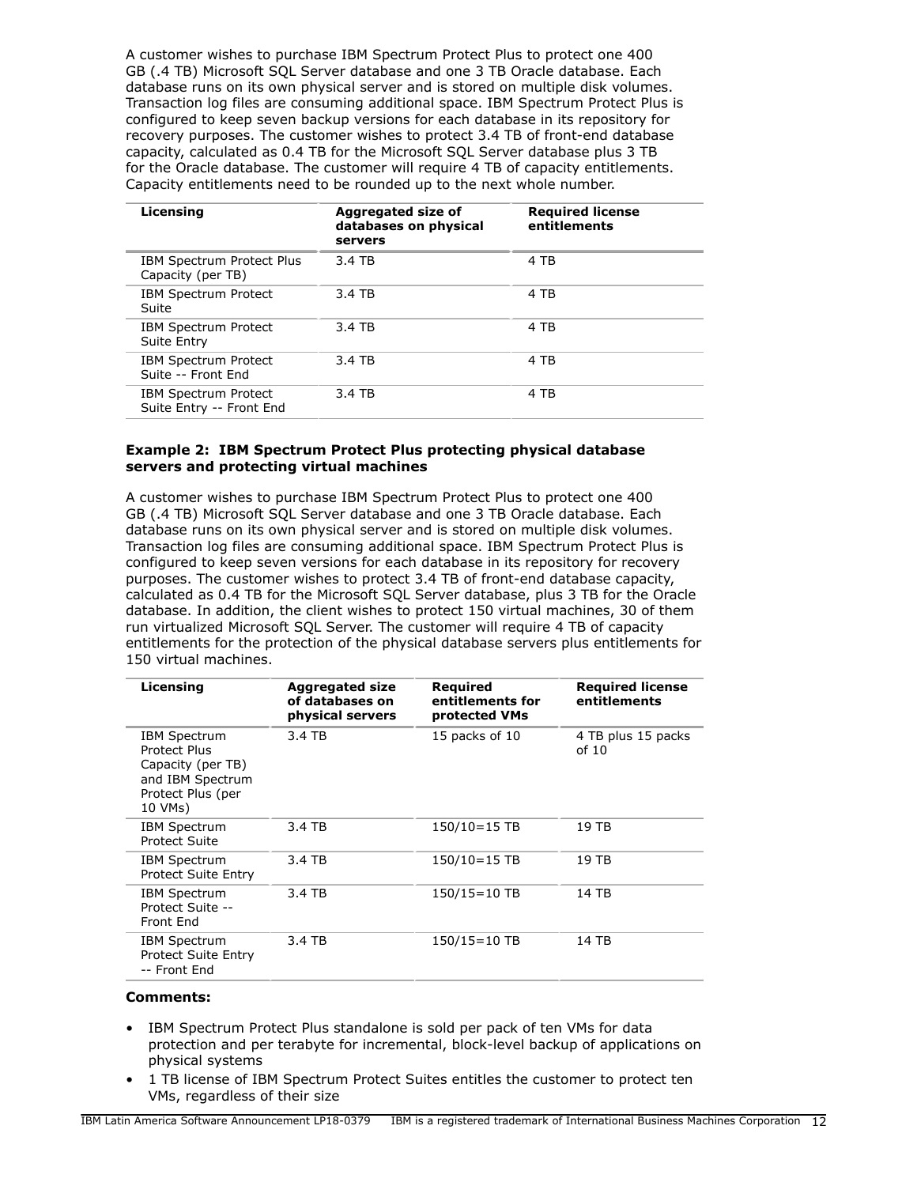A customer wishes to purchase IBM Spectrum Protect Plus to protect one 400 GB (.4 TB) Microsoft SQL Server database and one 3 TB Oracle database. Each database runs on its own physical server and is stored on multiple disk volumes. Transaction log files are consuming additional space. IBM Spectrum Protect Plus is configured to keep seven backup versions for each database in its repository for recovery purposes. The customer wishes to protect 3.4 TB of front-end database capacity, calculated as 0.4 TB for the Microsoft SQL Server database plus 3 TB for the Oracle database. The customer will require 4 TB of capacity entitlements. Capacity entitlements need to be rounded up to the next whole number.

| Licensing | Aggregated size of databases on physical servers | Required license entitlements |
|---|---|---|
| IBM Spectrum Protect Plus Capacity (per TB) | 3.4 TB | 4 TB |
| IBM Spectrum Protect Suite | 3.4 TB | 4 TB |
| IBM Spectrum Protect Suite Entry | 3.4 TB | 4 TB |
| IBM Spectrum Protect Suite -- Front End | 3.4 TB | 4 TB |
| IBM Spectrum Protect Suite Entry -- Front End | 3.4 TB | 4 TB |

**Example 2: IBM Spectrum Protect Plus protecting physical database servers and protecting virtual machines**

A customer wishes to purchase IBM Spectrum Protect Plus to protect one 400 GB (.4 TB) Microsoft SQL Server database and one 3 TB Oracle database. Each database runs on its own physical server and is stored on multiple disk volumes. Transaction log files are consuming additional space. IBM Spectrum Protect Plus is configured to keep seven versions for each database in its repository for recovery purposes. The customer wishes to protect 3.4 TB of front-end database capacity, calculated as 0.4 TB for the Microsoft SQL Server database, plus 3 TB for the Oracle database. In addition, the client wishes to protect 150 virtual machines, 30 of them run virtualized Microsoft SQL Server. The customer will require 4 TB of capacity entitlements for the protection of the physical database servers plus entitlements for 150 virtual machines.

| Licensing | Aggregated size of databases on physical servers | Required entitlements for protected VMs | Required license entitlements |
|---|---|---|---|
| IBM Spectrum Protect Plus Capacity (per TB) and IBM Spectrum Protect Plus (per 10 VMs) | 3.4 TB | 15 packs of 10 | 4 TB plus 15 packs of 10 |
| IBM Spectrum Protect Suite | 3.4 TB | 150/10=15 TB | 19 TB |
| IBM Spectrum Protect Suite Entry | 3.4 TB | 150/10=15 TB | 19 TB |
| IBM Spectrum Protect Suite -- Front End | 3.4 TB | 150/15=10 TB | 14 TB |
| IBM Spectrum Protect Suite Entry -- Front End | 3.4 TB | 150/15=10 TB | 14 TB |

**Comments:**

- IBM Spectrum Protect Plus standalone is sold per pack of ten VMs for data protection and per terabyte for incremental, block-level backup of applications on physical systems
- 1 TB license of IBM Spectrum Protect Suites entitles the customer to protect ten VMs, regardless of their size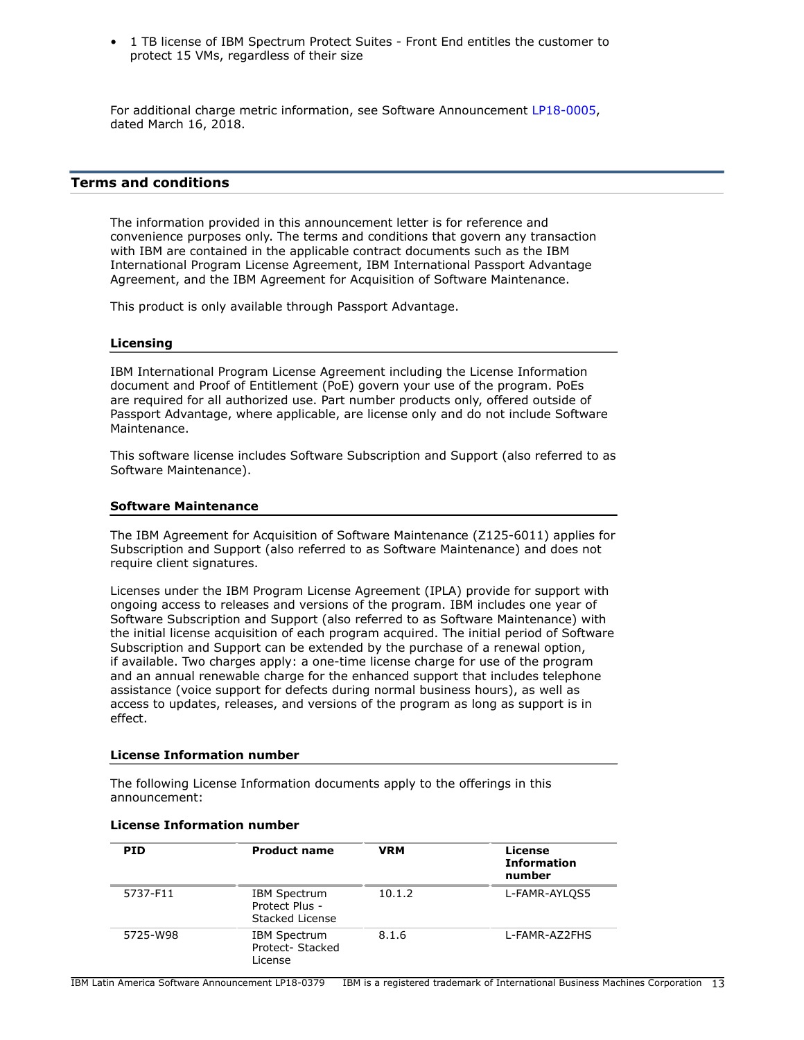- 1 TB license of IBM Spectrum Protect Suites - Front End entitles the customer to protect 15 VMs, regardless of their size

For additional charge metric information, see Software Announcement LP18-0005, dated March 16, 2018.

## Terms and conditions

The information provided in this announcement letter is for reference and convenience purposes only. The terms and conditions that govern any transaction with IBM are contained in the applicable contract documents such as the IBM International Program License Agreement, IBM International Passport Advantage Agreement, and the IBM Agreement for Acquisition of Software Maintenance.

This product is only available through Passport Advantage.

### Licensing

IBM International Program License Agreement including the License Information document and Proof of Entitlement (PoE) govern your use of the program. PoEs are required for all authorized use. Part number products only, offered outside of Passport Advantage, where applicable, are license only and do not include Software Maintenance.

This software license includes Software Subscription and Support (also referred to as Software Maintenance).

### Software Maintenance

The IBM Agreement for Acquisition of Software Maintenance (Z125-6011) applies for Subscription and Support (also referred to as Software Maintenance) and does not require client signatures.

Licenses under the IBM Program License Agreement (IPLA) provide for support with ongoing access to releases and versions of the program. IBM includes one year of Software Subscription and Support (also referred to as Software Maintenance) with the initial license acquisition of each program acquired. The initial period of Software Subscription and Support can be extended by the purchase of a renewal option, if available. Two charges apply: a one-time license charge for use of the program and an annual renewable charge for the enhanced support that includes telephone assistance (voice support for defects during normal business hours), as well as access to updates, releases, and versions of the program as long as support is in effect.

### License Information number

The following License Information documents apply to the offerings in this announcement:

**License Information number**

| PID | Product name | VRM | License Information number |
|---|---|---|---|
| 5737-F11 | IBM Spectrum Protect Plus - Stacked License | 10.1.2 | L-FAMR-AYLQS5 |
| 5725-W98 | IBM Spectrum Protect- Stacked License | 8.1.6 | L-FAMR-AZ2FHS |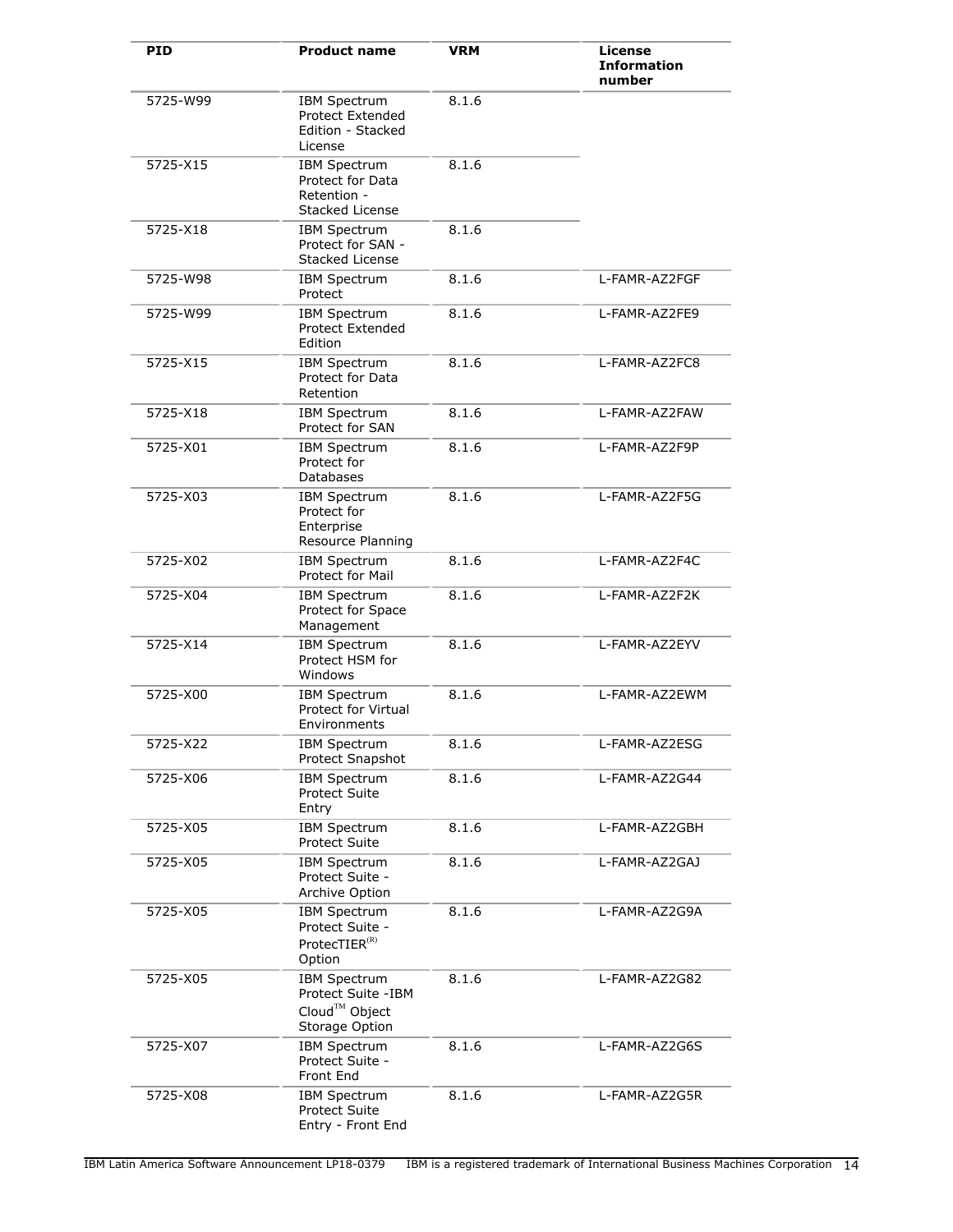| PID | Product name | VRM | License Information number |
|---|---|---|---|
| 5725-W99 | IBM Spectrum Protect Extended Edition - Stacked License | 8.1.6 | |
| 5725-X15 | IBM Spectrum Protect for Data Retention - Stacked License | 8.1.6 | |
| 5725-X18 | IBM Spectrum Protect for SAN - Stacked License | 8.1.6 | |
| 5725-W98 | IBM Spectrum Protect | 8.1.6 | L-FAMR-AZ2FGF |
| 5725-W99 | IBM Spectrum Protect Extended Edition | 8.1.6 | L-FAMR-AZ2FE9 |
| 5725-X15 | IBM Spectrum Protect for Data Retention | 8.1.6 | L-FAMR-AZ2FC8 |
| 5725-X18 | IBM Spectrum Protect for SAN | 8.1.6 | L-FAMR-AZ2FAW |
| 5725-X01 | IBM Spectrum Protect for Databases | 8.1.6 | L-FAMR-AZ2F9P |
| 5725-X03 | IBM Spectrum Protect for Enterprise Resource Planning | 8.1.6 | L-FAMR-AZ2F5G |
| 5725-X02 | IBM Spectrum Protect for Mail | 8.1.6 | L-FAMR-AZ2F4C |
| 5725-X04 | IBM Spectrum Protect for Space Management | 8.1.6 | L-FAMR-AZ2F2K |
| 5725-X14 | IBM Spectrum Protect HSM for Windows | 8.1.6 | L-FAMR-AZ2EYV |
| 5725-X00 | IBM Spectrum Protect for Virtual Environments | 8.1.6 | L-FAMR-AZ2EWM |
| 5725-X22 | IBM Spectrum Protect Snapshot | 8.1.6 | L-FAMR-AZ2ESG |
| 5725-X06 | IBM Spectrum Protect Suite Entry | 8.1.6 | L-FAMR-AZ2G44 |
| 5725-X05 | IBM Spectrum Protect Suite | 8.1.6 | L-FAMR-AZ2GBH |
| 5725-X05 | IBM Spectrum Protect Suite - Archive Option | 8.1.6 | L-FAMR-AZ2GAJ |
| 5725-X05 | IBM Spectrum Protect Suite - ProtecTIER(R) Option | 8.1.6 | L-FAMR-AZ2G9A |
| 5725-X05 | IBM Spectrum Protect Suite -IBM Cloud™ Object Storage Option | 8.1.6 | L-FAMR-AZ2G82 |
| 5725-X07 | IBM Spectrum Protect Suite - Front End | 8.1.6 | L-FAMR-AZ2G6S |
| 5725-X08 | IBM Spectrum Protect Suite Entry - Front End | 8.1.6 | L-FAMR-AZ2G5R |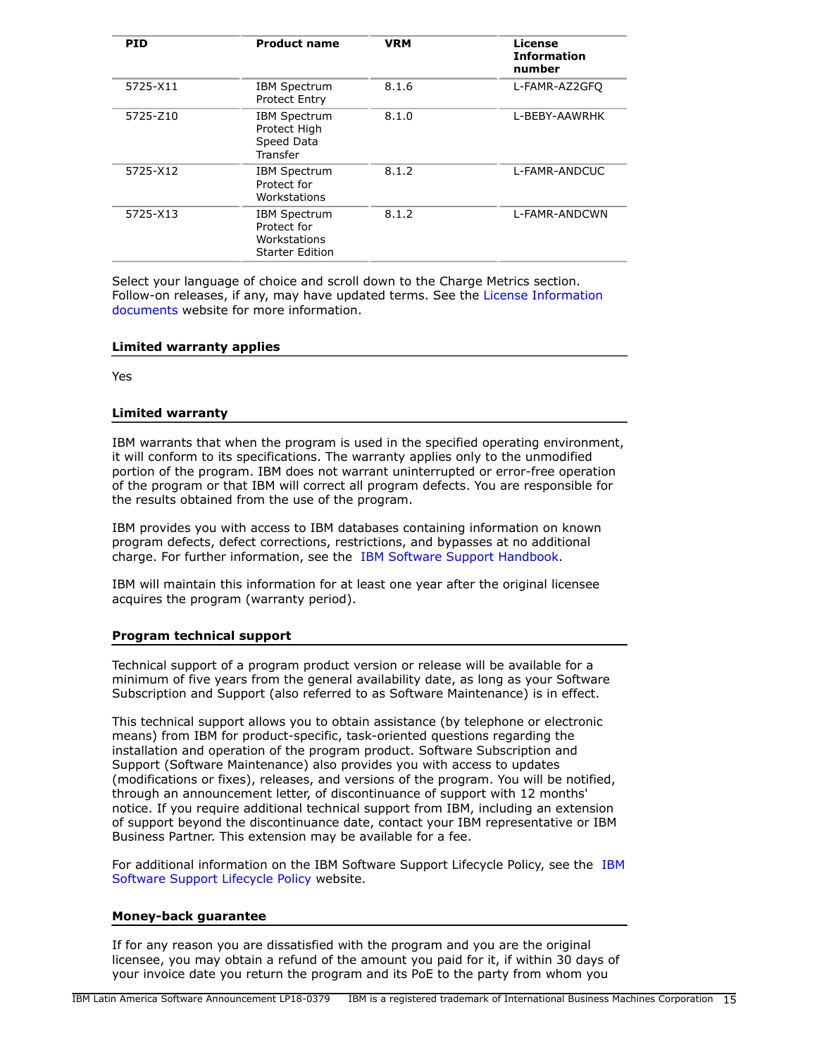| PID | Product name | VRM | License Information number |
|---|---|---|---|
| 5725-X11 | IBM Spectrum Protect Entry | 8.1.6 | L-FAMR-AZ2GFQ |
| 5725-Z10 | IBM Spectrum Protect High Speed Data Transfer | 8.1.0 | L-BEBY-AAWRHK |
| 5725-X12 | IBM Spectrum Protect for Workstations | 8.1.2 | L-FAMR-ANDCUC |
| 5725-X13 | IBM Spectrum Protect for Workstations Starter Edition | 8.1.2 | L-FAMR-ANDCWN |

Select your language of choice and scroll down to the Charge Metrics section. Follow-on releases, if any, may have updated terms. See the License Information documents website for more information.

### Limited warranty applies

Yes

### Limited warranty

IBM warrants that when the program is used in the specified operating environment, it will conform to its specifications. The warranty applies only to the unmodified portion of the program. IBM does not warrant uninterrupted or error-free operation of the program or that IBM will correct all program defects. You are responsible for the results obtained from the use of the program.

IBM provides you with access to IBM databases containing information on known program defects, defect corrections, restrictions, and bypasses at no additional charge. For further information, see the IBM Software Support Handbook.

IBM will maintain this information for at least one year after the original licensee acquires the program (warranty period).

### Program technical support

Technical support of a program product version or release will be available for a minimum of five years from the general availability date, as long as your Software Subscription and Support (also referred to as Software Maintenance) is in effect.

This technical support allows you to obtain assistance (by telephone or electronic means) from IBM for product-specific, task-oriented questions regarding the installation and operation of the program product. Software Subscription and Support (Software Maintenance) also provides you with access to updates (modifications or fixes), releases, and versions of the program. You will be notified, through an announcement letter, of discontinuance of support with 12 months' notice. If you require additional technical support from IBM, including an extension of support beyond the discontinuance date, contact your IBM representative or IBM Business Partner. This extension may be available for a fee.

For additional information on the IBM Software Support Lifecycle Policy, see the IBM Software Support Lifecycle Policy website.

### Money-back guarantee

If for any reason you are dissatisfied with the program and you are the original licensee, you may obtain a refund of the amount you paid for it, if within 30 days of your invoice date you return the program and its PoE to the party from whom you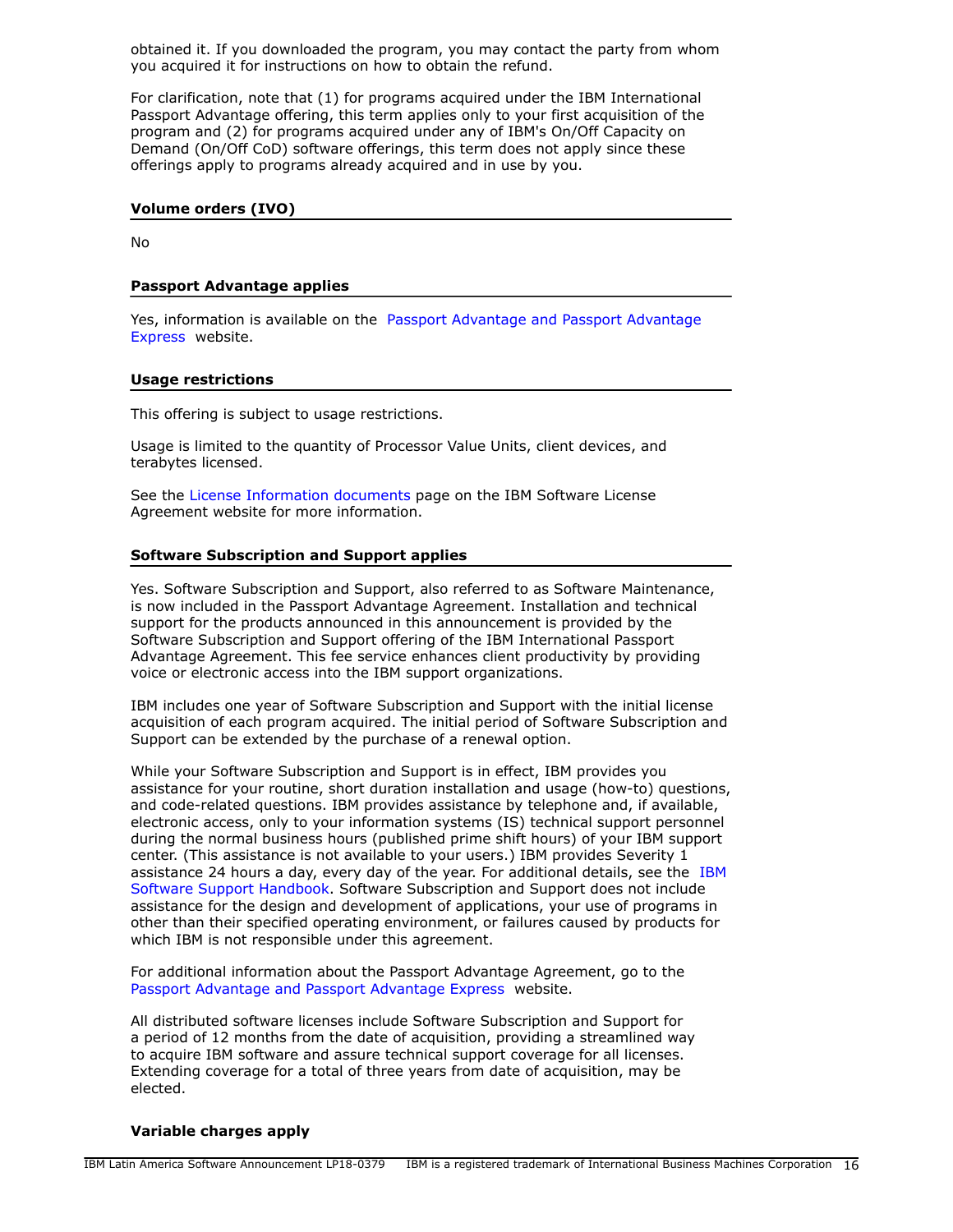obtained it. If you downloaded the program, you may contact the party from whom you acquired it for instructions on how to obtain the refund.

For clarification, note that (1) for programs acquired under the IBM International Passport Advantage offering, this term applies only to your first acquisition of the program and (2) for programs acquired under any of IBM's On/Off Capacity on Demand (On/Off CoD) software offerings, this term does not apply since these offerings apply to programs already acquired and in use by you.

### Volume orders (IVO)

No

### Passport Advantage applies

Yes, information is available on the Passport Advantage and Passport Advantage Express website.

### Usage restrictions

This offering is subject to usage restrictions.

Usage is limited to the quantity of Processor Value Units, client devices, and terabytes licensed.

See the License Information documents page on the IBM Software License Agreement website for more information.

### Software Subscription and Support applies

Yes. Software Subscription and Support, also referred to as Software Maintenance, is now included in the Passport Advantage Agreement. Installation and technical support for the products announced in this announcement is provided by the Software Subscription and Support offering of the IBM International Passport Advantage Agreement. This fee service enhances client productivity by providing voice or electronic access into the IBM support organizations.

IBM includes one year of Software Subscription and Support with the initial license acquisition of each program acquired. The initial period of Software Subscription and Support can be extended by the purchase of a renewal option.

While your Software Subscription and Support is in effect, IBM provides you assistance for your routine, short duration installation and usage (how-to) questions, and code-related questions. IBM provides assistance by telephone and, if available, electronic access, only to your information systems (IS) technical support personnel during the normal business hours (published prime shift hours) of your IBM support center. (This assistance is not available to your users.) IBM provides Severity 1 assistance 24 hours a day, every day of the year. For additional details, see the IBM Software Support Handbook. Software Subscription and Support does not include assistance for the design and development of applications, your use of programs in other than their specified operating environment, or failures caused by products for which IBM is not responsible under this agreement.

For additional information about the Passport Advantage Agreement, go to the Passport Advantage and Passport Advantage Express website.

All distributed software licenses include Software Subscription and Support for a period of 12 months from the date of acquisition, providing a streamlined way to acquire IBM software and assure technical support coverage for all licenses. Extending coverage for a total of three years from date of acquisition, may be elected.

### Variable charges apply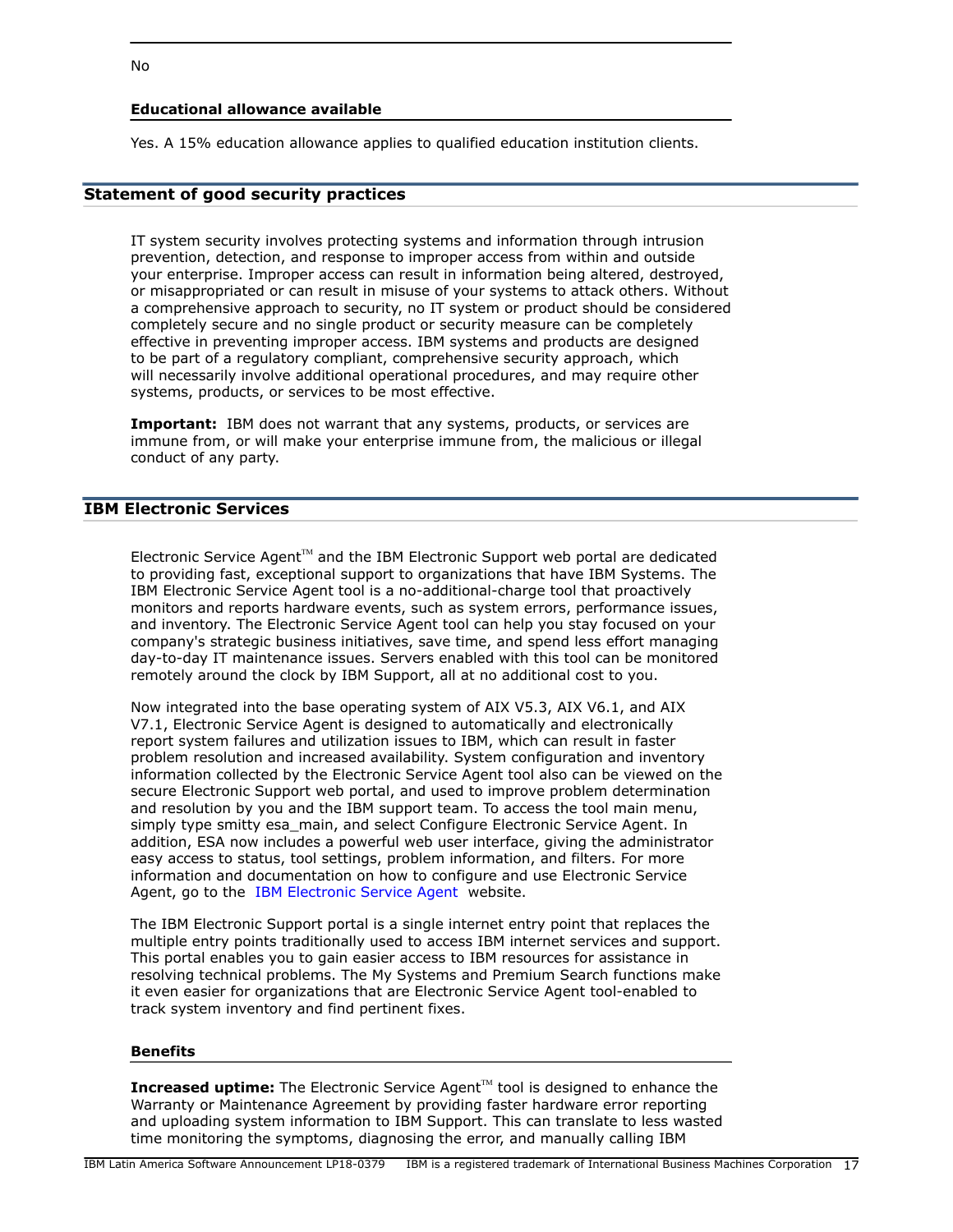No

#### Educational allowance available

Yes. A 15% education allowance applies to qualified education institution clients.

## Statement of good security practices

IT system security involves protecting systems and information through intrusion prevention, detection, and response to improper access from within and outside your enterprise. Improper access can result in information being altered, destroyed, or misappropriated or can result in misuse of your systems to attack others. Without a comprehensive approach to security, no IT system or product should be considered completely secure and no single product or security measure can be completely effective in preventing improper access. IBM systems and products are designed to be part of a regulatory compliant, comprehensive security approach, which will necessarily involve additional operational procedures, and may require other systems, products, or services to be most effective.

**Important:** IBM does not warrant that any systems, products, or services are immune from, or will make your enterprise immune from, the malicious or illegal conduct of any party.

## IBM Electronic Services

Electronic Service Agent™ and the IBM Electronic Support web portal are dedicated to providing fast, exceptional support to organizations that have IBM Systems. The IBM Electronic Service Agent tool is a no-additional-charge tool that proactively monitors and reports hardware events, such as system errors, performance issues, and inventory. The Electronic Service Agent tool can help you stay focused on your company's strategic business initiatives, save time, and spend less effort managing day-to-day IT maintenance issues. Servers enabled with this tool can be monitored remotely around the clock by IBM Support, all at no additional cost to you.

Now integrated into the base operating system of AIX V5.3, AIX V6.1, and AIX V7.1, Electronic Service Agent is designed to automatically and electronically report system failures and utilization issues to IBM, which can result in faster problem resolution and increased availability. System configuration and inventory information collected by the Electronic Service Agent tool also can be viewed on the secure Electronic Support web portal, and used to improve problem determination and resolution by you and the IBM support team. To access the tool main menu, simply type smitty esa_main, and select Configure Electronic Service Agent. In addition, ESA now includes a powerful web user interface, giving the administrator easy access to status, tool settings, problem information, and filters. For more information and documentation on how to configure and use Electronic Service Agent, go to the IBM Electronic Service Agent website.

The IBM Electronic Support portal is a single internet entry point that replaces the multiple entry points traditionally used to access IBM internet services and support. This portal enables you to gain easier access to IBM resources for assistance in resolving technical problems. The My Systems and Premium Search functions make it even easier for organizations that are Electronic Service Agent tool-enabled to track system inventory and find pertinent fixes.

#### Benefits

**Increased uptime:** The Electronic Service Agent™ tool is designed to enhance the Warranty or Maintenance Agreement by providing faster hardware error reporting and uploading system information to IBM Support. This can translate to less wasted time monitoring the symptoms, diagnosing the error, and manually calling IBM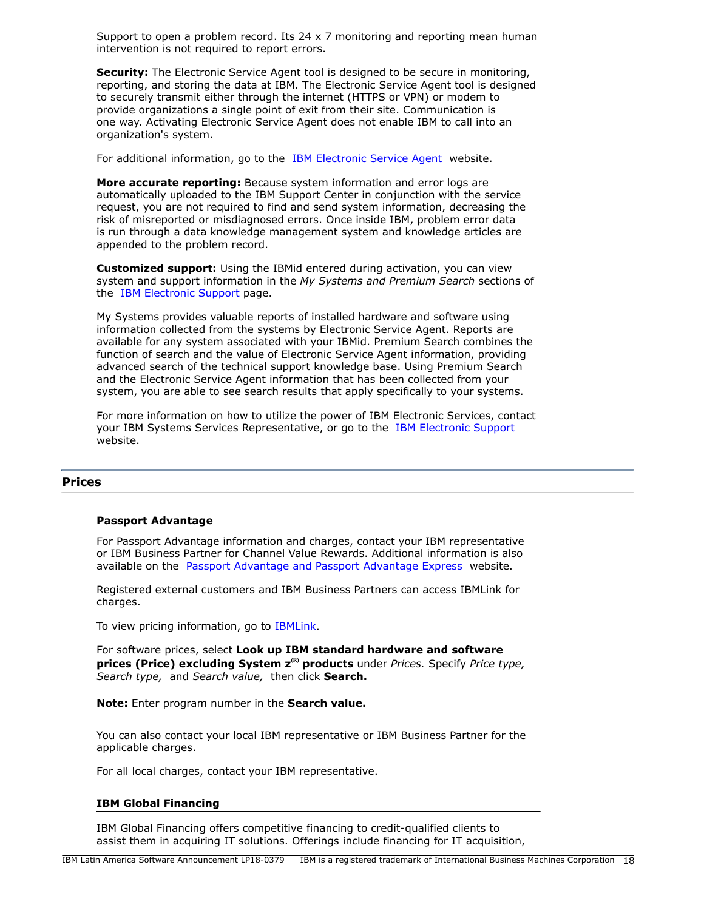Support to open a problem record. Its 24 x 7 monitoring and reporting mean human intervention is not required to report errors.

**Security:** The Electronic Service Agent tool is designed to be secure in monitoring, reporting, and storing the data at IBM. The Electronic Service Agent tool is designed to securely transmit either through the internet (HTTPS or VPN) or modem to provide organizations a single point of exit from their site. Communication is one way. Activating Electronic Service Agent does not enable IBM to call into an organization's system.

For additional information, go to the IBM Electronic Service Agent website.

**More accurate reporting:** Because system information and error logs are automatically uploaded to the IBM Support Center in conjunction with the service request, you are not required to find and send system information, decreasing the risk of misreported or misdiagnosed errors. Once inside IBM, problem error data is run through a data knowledge management system and knowledge articles are appended to the problem record.

**Customized support:** Using the IBMid entered during activation, you can view system and support information in the *My Systems and Premium Search* sections of the IBM Electronic Support page.

My Systems provides valuable reports of installed hardware and software using information collected from the systems by Electronic Service Agent. Reports are available for any system associated with your IBMid. Premium Search combines the function of search and the value of Electronic Service Agent information, providing advanced search of the technical support knowledge base. Using Premium Search and the Electronic Service Agent information that has been collected from your system, you are able to see search results that apply specifically to your systems.

For more information on how to utilize the power of IBM Electronic Services, contact your IBM Systems Services Representative, or go to the IBM Electronic Support website.

## Prices

### Passport Advantage

For Passport Advantage information and charges, contact your IBM representative or IBM Business Partner for Channel Value Rewards. Additional information is also available on the Passport Advantage and Passport Advantage Express website.

Registered external customers and IBM Business Partners can access IBMLink for charges.

To view pricing information, go to IBMLink.

For software prices, select **Look up IBM standard hardware and software prices (Price) excluding System z(R) products** under *Prices.* Specify *Price type, Search type,* and *Search value,* then click **Search.**

**Note:** Enter program number in the **Search value.**

You can also contact your local IBM representative or IBM Business Partner for the applicable charges.

For all local charges, contact your IBM representative.

### IBM Global Financing

IBM Global Financing offers competitive financing to credit-qualified clients to assist them in acquiring IT solutions. Offerings include financing for IT acquisition,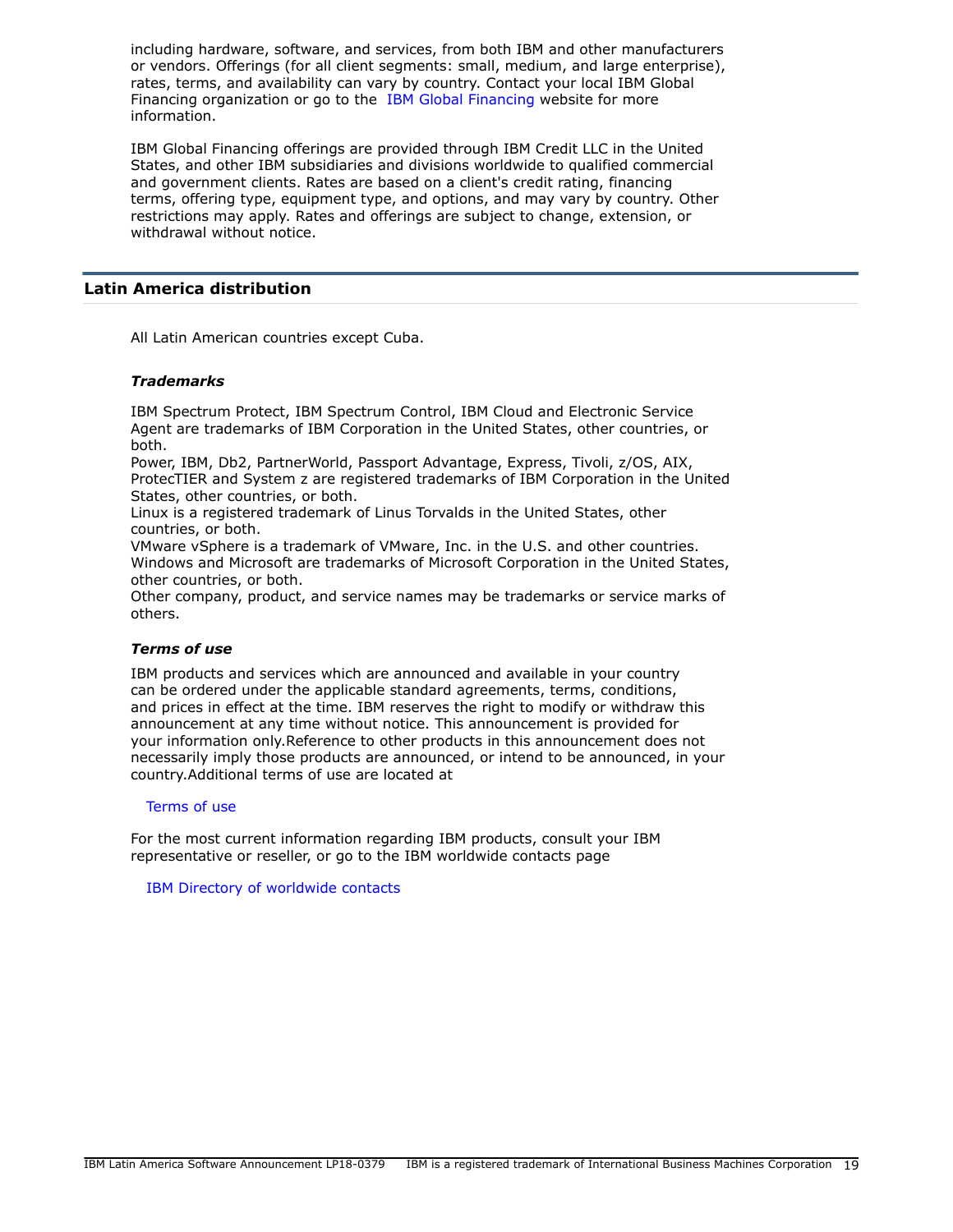including hardware, software, and services, from both IBM and other manufacturers or vendors. Offerings (for all client segments: small, medium, and large enterprise), rates, terms, and availability can vary by country. Contact your local IBM Global Financing organization or go to the IBM Global Financing website for more information.

IBM Global Financing offerings are provided through IBM Credit LLC in the United States, and other IBM subsidiaries and divisions worldwide to qualified commercial and government clients. Rates are based on a client's credit rating, financing terms, offering type, equipment type, and options, and may vary by country. Other restrictions may apply. Rates and offerings are subject to change, extension, or withdrawal without notice.

## Latin America distribution

All Latin American countries except Cuba.

### *Trademarks*

IBM Spectrum Protect, IBM Spectrum Control, IBM Cloud and Electronic Service Agent are trademarks of IBM Corporation in the United States, other countries, or both.
Power, IBM, Db2, PartnerWorld, Passport Advantage, Express, Tivoli, z/OS, AIX, ProtecTIER and System z are registered trademarks of IBM Corporation in the United States, other countries, or both.
Linux is a registered trademark of Linus Torvalds in the United States, other countries, or both.
VMware vSphere is a trademark of VMware, Inc. in the U.S. and other countries.
Windows and Microsoft are trademarks of Microsoft Corporation in the United States, other countries, or both.
Other company, product, and service names may be trademarks or service marks of others.

### *Terms of use*

IBM products and services which are announced and available in your country can be ordered under the applicable standard agreements, terms, conditions, and prices in effect at the time. IBM reserves the right to modify or withdraw this announcement at any time without notice. This announcement is provided for your information only.Reference to other products in this announcement does not necessarily imply those products are announced, or intend to be announced, in your country.Additional terms of use are located at

Terms of use

For the most current information regarding IBM products, consult your IBM representative or reseller, or go to the IBM worldwide contacts page

IBM Directory of worldwide contacts